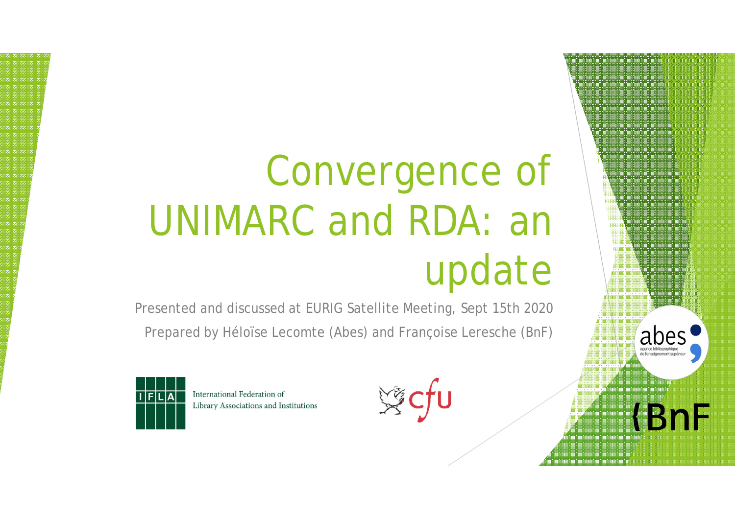# Convergence of UNIMARC and RDA: an update

Presented and discussed at EURIG Satellite Meeting, Sept 15th 2020

Prepared by Héloïse Lecomte (Abes) and Françoise Leresche (BnF)

International Federation of Library Associations and Institutions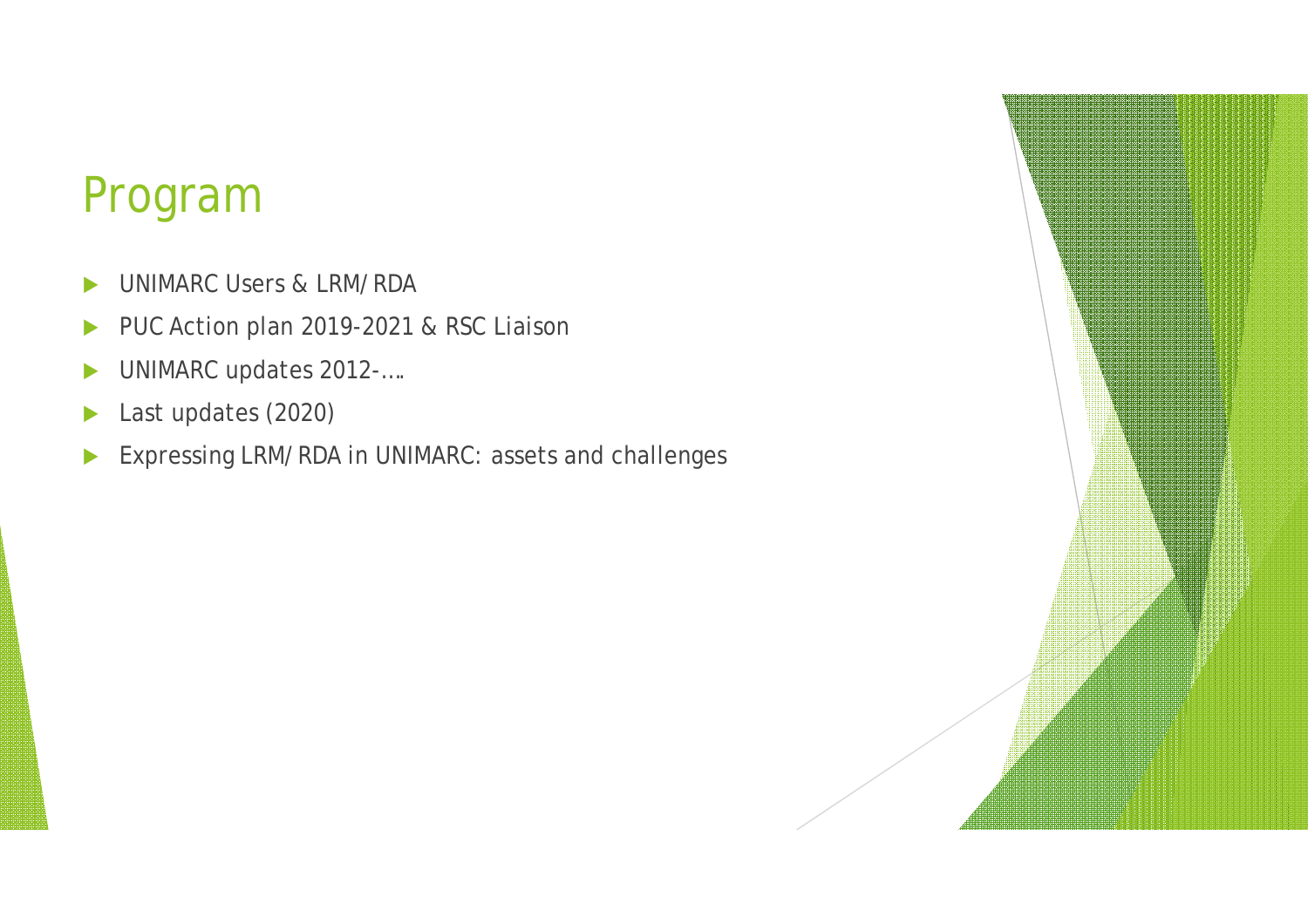# Program

- UNIMARC Users & LRM/RDA
- PUC Action plan 2019-2021 & RSC Liaison
- UNIMARC updates 2012-….
- Last updates (2020)
- Expressing LRM/RDA in UNIMARC: assets and challenges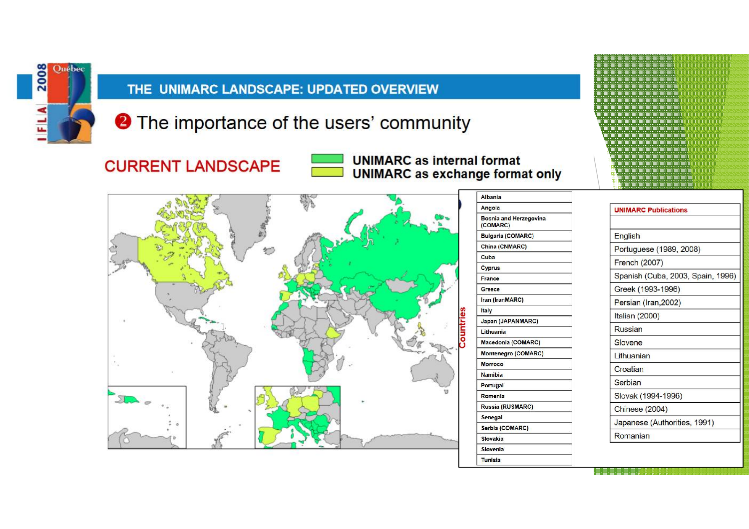## THE UNIMARC LANDSCAPE: UPDATED OVERVIEW

### ❷ The importance of the users' community

**CURRENT LANDSCAPE**

- UNIMARC as internal format
- UNIMARC as exchange format only

| Countries |
|---|
| Albania |
| Angola |
| Bosnia and Herzegovina (COMARC) |
| Bulgaria (COMARC) |
| China (CNMARC) |
| Cuba |
| Cyprus |
| France |
| Greece |
| Iran (IranMARC) |
| Italy |
| Japan (JAPANMARC) |
| Lithuania |
| Macedonia (COMARC) |
| Montenegro (COMARC) |
| Morroco |
| Namibia |
| Portugal |
| Romenia |
| Russia (RUSMARC) |
| Senegal |
| Serbia (COMARC) |
| Slovakia |
| Slovenia |
| Tunisia |

| UNIMARC Publications |
|---|
| English |
| Portuguese (1989, 2008) |
| French (2007) |
| Spanish (Cuba, 2003, Spain, 1996) |
| Greek (1993-1996) |
| Persian (Iran,2002) |
| Italian (2000) |
| Russian |
| Slovene |
| Lithuanian |
| Croatian |
| Serbian |
| Slovak (1994-1996) |
| Chinese (2004) |
| Japanese (Authorities, 1991) |
| Romanian |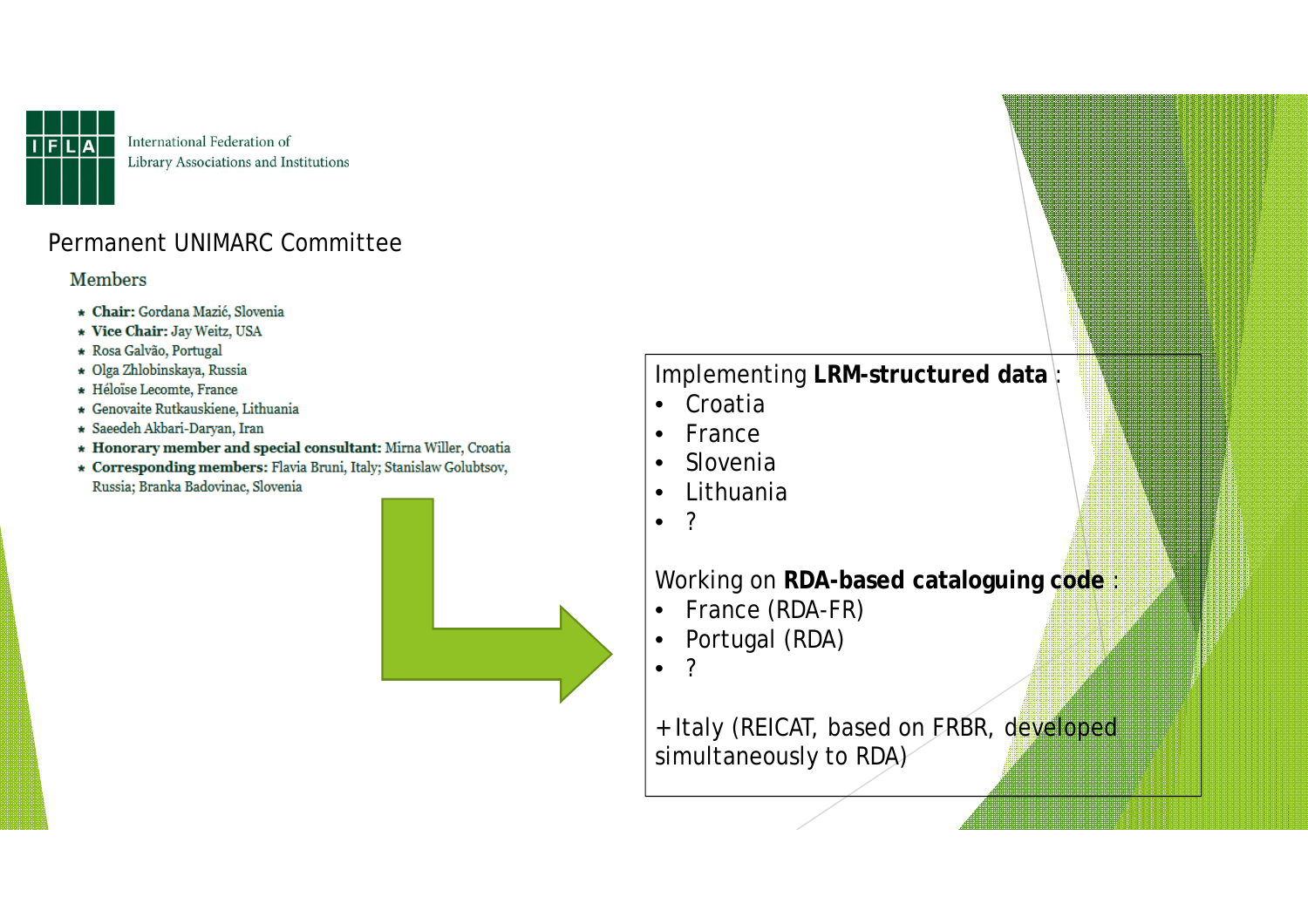International Federation of Library Associations and Institutions

## Permanent UNIMARC Committee

### Members

- **Chair:** Gordana Mazić, Slovenia
- **Vice Chair:** Jay Weitz, USA
- Rosa Galvão, Portugal
- Olga Zhlobinskaya, Russia
- Héloïse Lecomte, France
- Genovaite Rutkauskiene, Lithuania
- Saeedeh Akbari-Daryan, Iran
- **Honorary member and special consultant:** Mirna Willer, Croatia
- **Corresponding members:** Flavia Bruni, Italy; Stanislaw Golubtsov, Russia; Branka Badovinac, Slovenia

Implementing **LRM-structured data** :

- Croatia
- France
- Slovenia
- Lithuania
- ?

Working on **RDA-based cataloguing code** :

- France (RDA-FR)
- Portugal (RDA)
- ?

+Italy (REICAT, based on FRBR, developed simultaneously to RDA)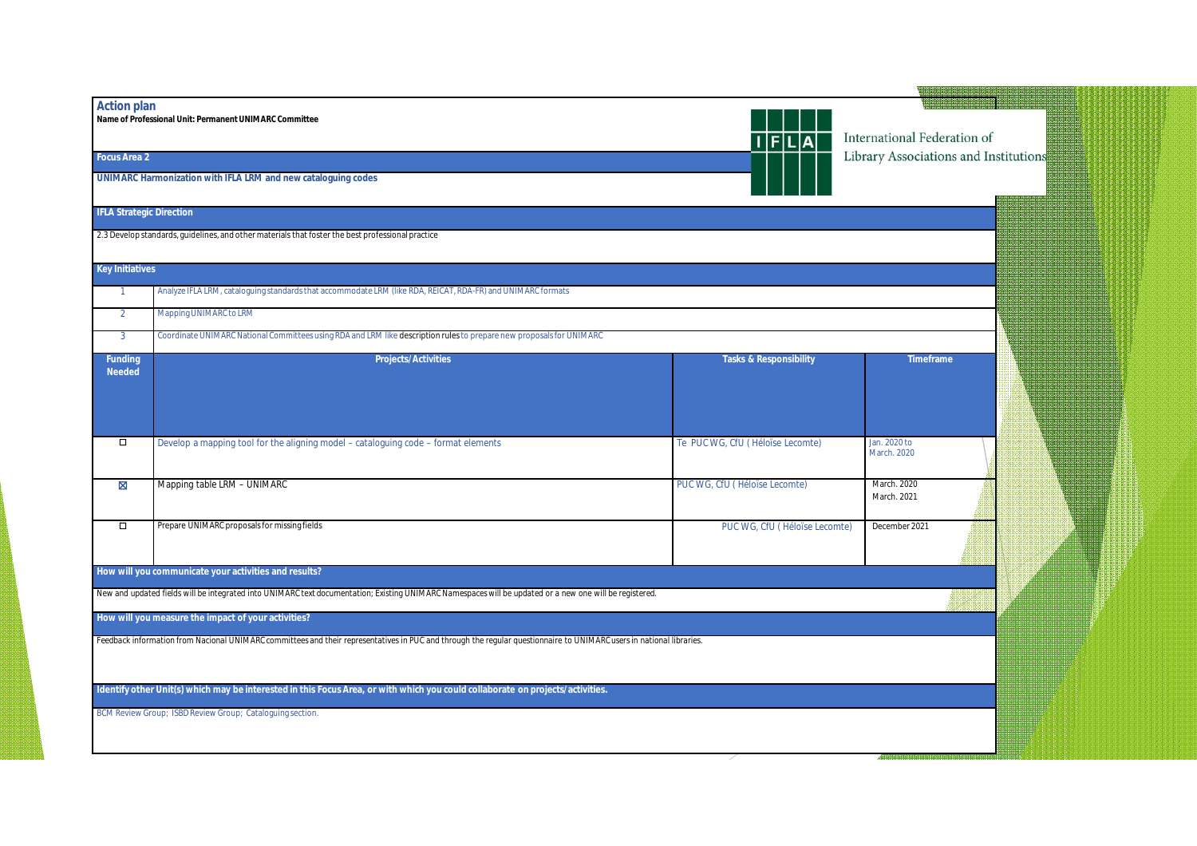## Action plan

**Name of Professional Unit: Permanent UNIMARC Committee**

International Federation of Library Associations and Institutions

### Focus Area 2

**UNIMARC Harmonization with IFLA LRM and new cataloguing codes**

### IFLA Strategic Direction

2.3 Develop standards, guidelines, and other materials that foster the best professional practice

### Key Initiatives

| | |
|---|---|
| 1 | Analyze IFLA LRM, cataloguing standards that accommodate LRM (like RDA, REICAT, RDA-FR) and UNIMARC formats |
| 2 | Mapping UNIMARC to LRM |
| 3 | Coordinate UNIMARC National Committees using RDA and LRM like description rules to prepare new proposals for UNIMARC |

| Funding Needed | Projects/Activities | Tasks & Responsibility | Timeframe |
|---|---|---|---|
| ☐ | Develop a mapping tool for the aligning model – cataloguing code – format elements | Te PUC WG, CfU ( Héloïse Lecomte) | Jan. 2020 to March. 2020 |
| ☒ | Mapping table LRM – UNIMARC | PUC WG, CfU ( Héloïse Lecomte) | March. 2020 March. 2021 |
| ☐ | Prepare UNIMARC proposals for missing fields | PUC WG, CfU ( Héloïse Lecomte) | December 2021 |

### How will you communicate your activities and results?

New and updated fields will be integrated into UNIMARC text documentation; Existing UNIMARC Namespaces will be updated or a new one will be registered.

### How will you measure the impact of your activities?

Feedback information from Nacional UNIMARC committees and their representatives in PUC and through the regular questionnaire to UNIMARC users in national libraries.

### Identify other Unit(s) which may be interested in this Focus Area, or with which you could collaborate on projects/activities.

BCM Review Group; ISBD Review Group; Cataloguing section.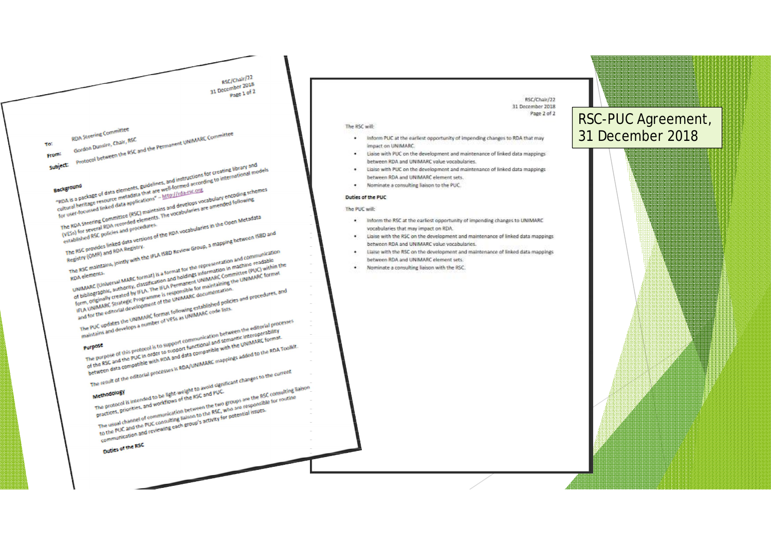# RSC-PUC Agreement, 31 December 2018

RSC/Chair/22
31 December 2018

**To:** RDA Steering Committee
**From:** Gordon Dunsire, Chair, RSC
**Subject:** Protocol between the RSC and the Permanent UNIMARC Committee

**Background**

"RDA is a package of data elements, guidelines, and instructions for creating library and cultural heritage resource metadata that are well-formed according to international models for user-focussed linked data applications" – http://rda-rsc.org

The RDA Steering Committee (RSC) maintains and develops vocabulary encoding schemes (VESs) for several RDA recorded elements. The vocabularies are amended following established RSC policies and procedures.

The RSC provides linked data versions of the RDA vocabularies in the Open Metadata Registry (OMR) and RDA Registry.

The RSC maintains, jointly with the IFLA ISBD Review Group, a mapping between ISBD and RDA elements.

UNIMARC (Universal MARC format) is a format for the representation and communication of bibliographic, authority, classification and holdings information in machine readable form, originally created by IFLA. The IFLA Permanent UNIMARC Committee (PUC) within the IFLA UNIMARC Strategic Programme is responsible for maintaining the UNIMARC format and for the editorial development of the UNIMARC documentation.

The PUC updates the UNIMARC format following established policies and procedures, and maintains and develops a number of VESs as UNIMARC code lists.

**Purpose**

The purpose of this protocol is to support communication between the editorial processes of the RSC and the PUC in order to support functional and semantic interoperability between data compatible with RDA and data compatible with the UNIMARC format.

The result of the editorial processes is RDA/UNIMARC mappings added to the RDA Toolkit.

**Methodology**

The protocol is intended to be light-weight to avoid significant changes to the current practices, priorities, and workflows of the RSC and PUC.

The usual channel of communication between the two groups are the RSC consulting liaison to the PUC and the PUC consulting liaison to the RSC, who are responsible for routine communication and reviewing each group's activity for potential issues.

**Duties of the RSC**

RSC/Chair/22
31 December 2018

The RSC will:

- Inform PUC at the earliest opportunity of impending changes to RDA that may impact on UNIMARC.
- Liaise with PUC on the development and maintenance of linked data mappings between RDA and UNIMARC value vocabularies.
- Liaise with PUC on the development and maintenance of linked data mappings between RDA and UNIMARC element sets.
- Nominate a consulting liaison to the PUC.

**Duties of the PUC**

The PUC will:

- Inform the RSC at the earliest opportunity of impending changes to UNIMARC vocabularies that may impact on RDA.
- Liaise with the RSC on the development and maintenance of linked data mappings between RDA and UNIMARC value vocabularies.
- Liaise with the RSC on the development and maintenance of linked data mappings between RDA and UNIMARC element sets.
- Nominate a consulting liaison with the RSC.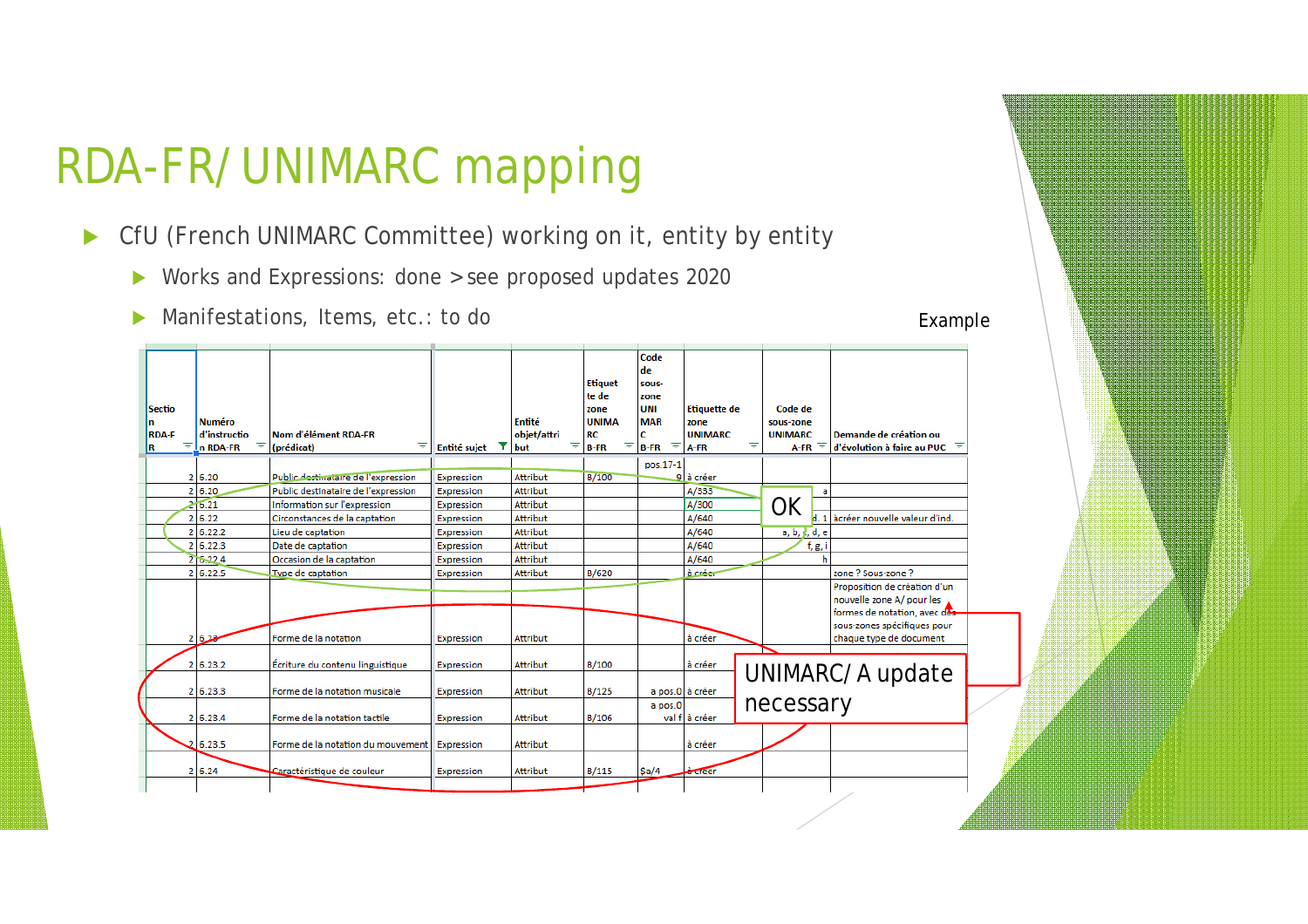# RDA-FR/ UNIMARC mapping

- CfU (French UNIMARC Committee) working on it, entity by entity
  - Works and Expressions: done > see proposed updates 2020
  - Manifestations, Items, etc.: to do

Example

| Section RDA-FR | Numéro d'instruction RDA-FR | Nom d'élément RDA-FR (prédicat) | Entité sujet | Entité objet/attribut | Etiquette de zone UNIMARC B-FR | Code de sous-zone UNIMARC B-FR | Etiquette de zone UNIMARC A-FR | Code de sous-zone UNIMARC A-FR | Demande de création ou d'évolution à faire au PUC |
|---|---|---|---|---|---|---|---|---|---|
| 2 | 6.20 | Public destinataire de l'expression | Expression | Attribut | B/100 | pos.17-19 | à créer | | |
| 2 | 6.20 | Public destinataire de l'expression | Expression | Attribut | | | A/333 | a | |
| 2 | 6.21 | Information sur l'expression | Expression | Attribut | | | A/300 | | |
| 2 | 6.22 | Circonstances de la captation | Expression | Attribut | | | A/640 | ind. 1 | à créer nouvelle valeur d'ind. |
| 2 | 6.22.2 | Lieu de captation | Expression | Attribut | | | A/640 | a, b, c, d, e | |
| 2 | 6.22.3 | Date de captation | Expression | Attribut | | | A/640 | f, g, i | |
| 2 | 6.22.4 | Occasion de la captation | Expression | Attribut | | | A/640 | h | |
| 2 | 6.22.5 | Type de captation | Expression | Attribut | B/620 | | à créer | | zone ? Sous-zone ? |
| 2 | 6.23 | Forme de la notation | Expression | Attribut | | | à créer | | Proposition de création d'un nouvelle zone A/ pour les formes de notation, avec des sous-zones spécifiques pour chaque type de document |
| 2 | 6.23.2 | Écriture du contenu linguistique | Expression | Attribut | B/100 | | à créer | | |
| 2 | 6.23.3 | Forme de la notation musicale | Expression | Attribut | B/125 | a pos.0 | à créer | | |
| 2 | 6.23.4 | Forme de la notation tactile | Expression | Attribut | B/106 | a pos.0 val f | à créer | | |
| 2 | 6.23.5 | Forme de la notation du mouvement | Expression | Attribut | | | à créer | | |
| 2 | 6.24 | Caractéristique de couleur | Expression | Attribut | B/115 | $a/4 | à créer | | |

OK

UNIMARC/ A update necessary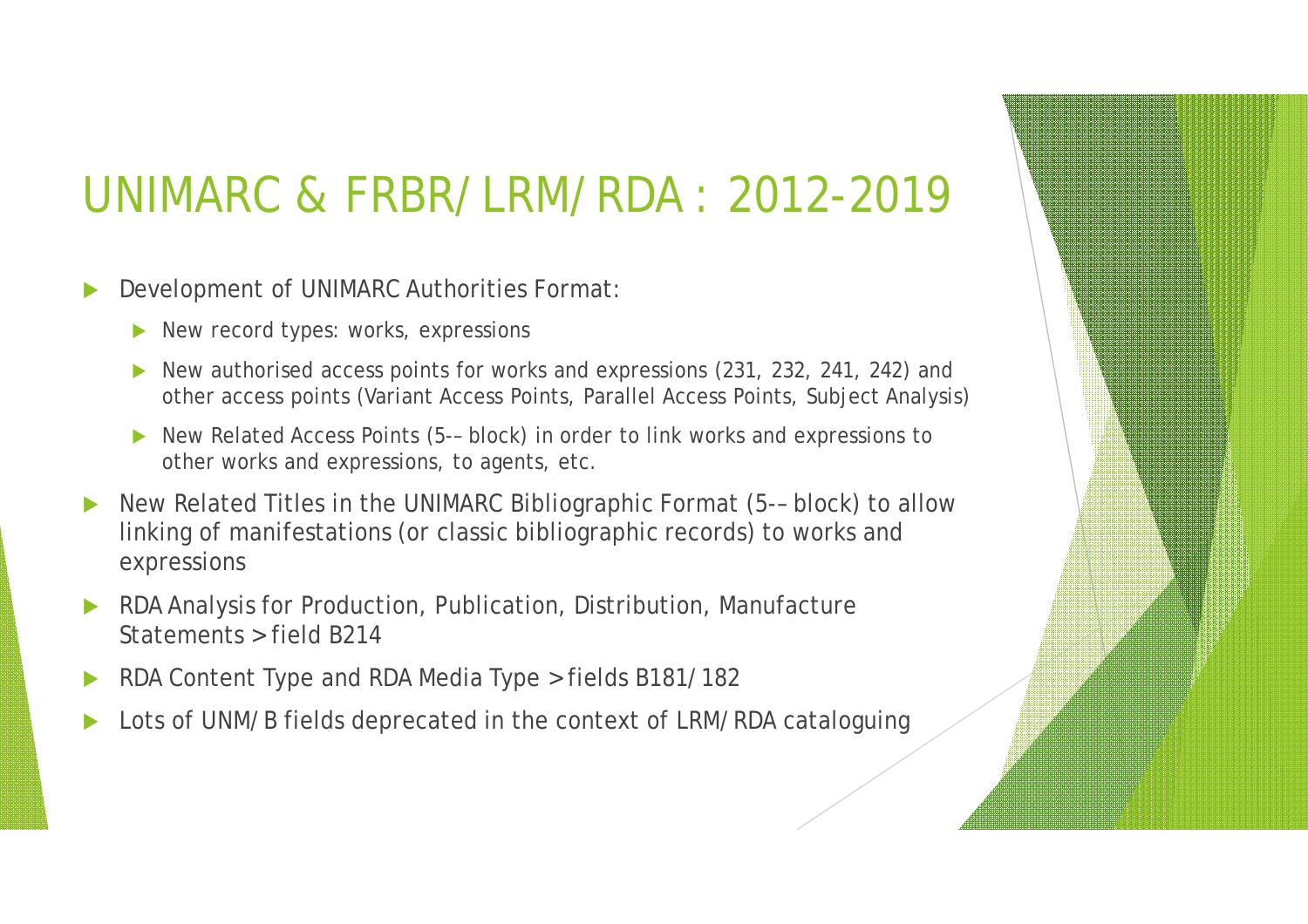# UNIMARC & FRBR/LRM/RDA : 2012-2019

- Development of UNIMARC Authorities Format:
  - New record types: works, expressions
  - New authorised access points for works and expressions (231, 232, 241, 242) and other access points (Variant Access Points, Parallel Access Points, Subject Analysis)
  - New Related Access Points (5-- block) in order to link works and expressions to other works and expressions, to agents, etc.
- New Related Titles in the UNIMARC Bibliographic Format (5-- block) to allow linking of manifestations (or classic bibliographic records) to works and expressions
- RDA Analysis for Production, Publication, Distribution, Manufacture Statements > field B214
- RDA Content Type and RDA Media Type > fields B181/182
- Lots of UNM/B fields deprecated in the context of LRM/RDA cataloguing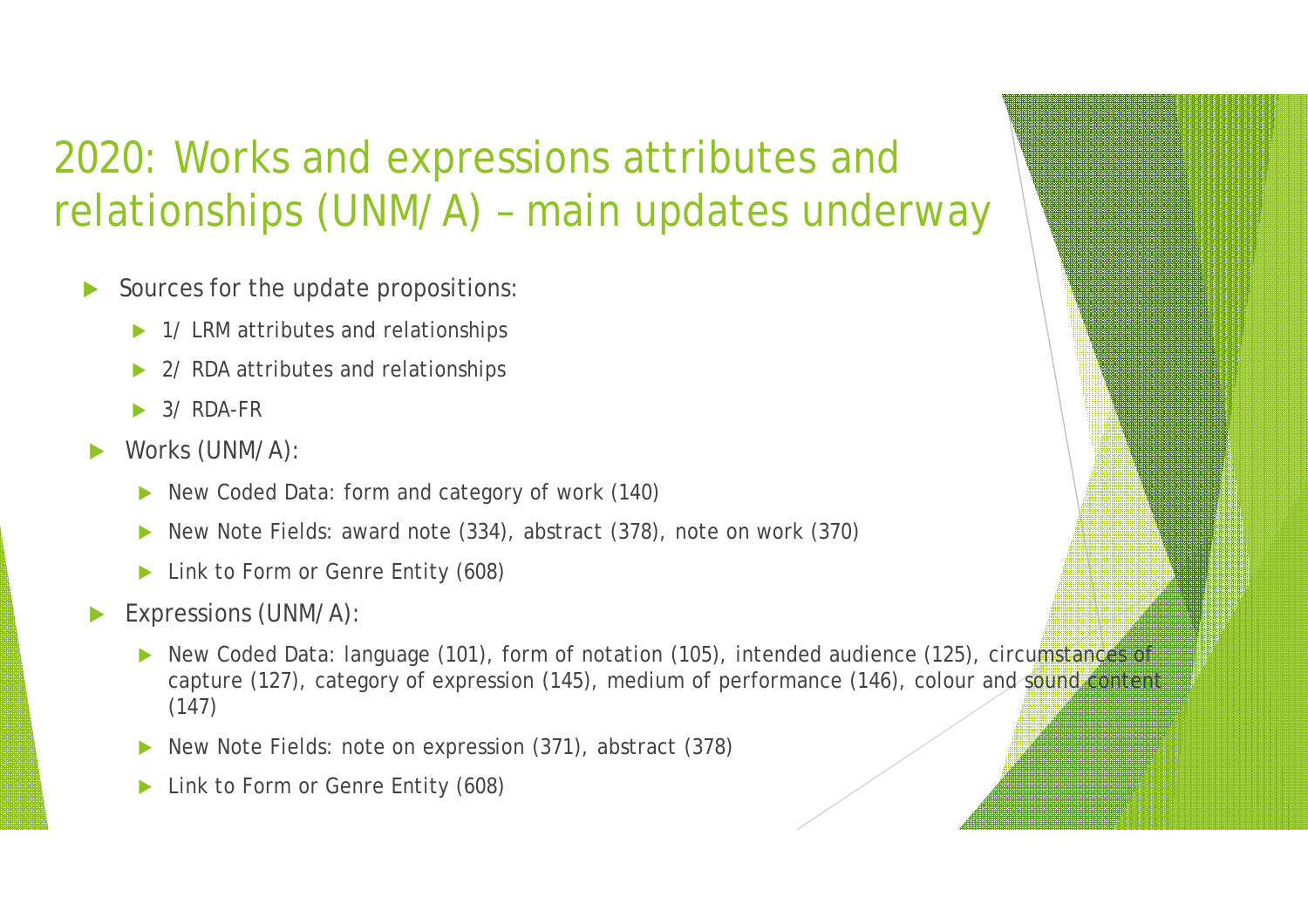# 2020: Works and expressions attributes and relationships (UNM/A) – main updates underway

- Sources for the update propositions:
  - 1/ LRM attributes and relationships
  - 2/ RDA attributes and relationships
  - 3/ RDA-FR
- Works (UNM/A):
  - New Coded Data: form and category of work (140)
  - New Note Fields: award note (334), abstract (378), note on work (370)
  - Link to Form or Genre Entity (608)
- Expressions (UNM/A):
  - New Coded Data: language (101), form of notation (105), intended audience (125), circumstances of capture (127), category of expression (145), medium of performance (146), colour and sound content (147)
  - New Note Fields: note on expression (371), abstract (378)
  - Link to Form or Genre Entity (608)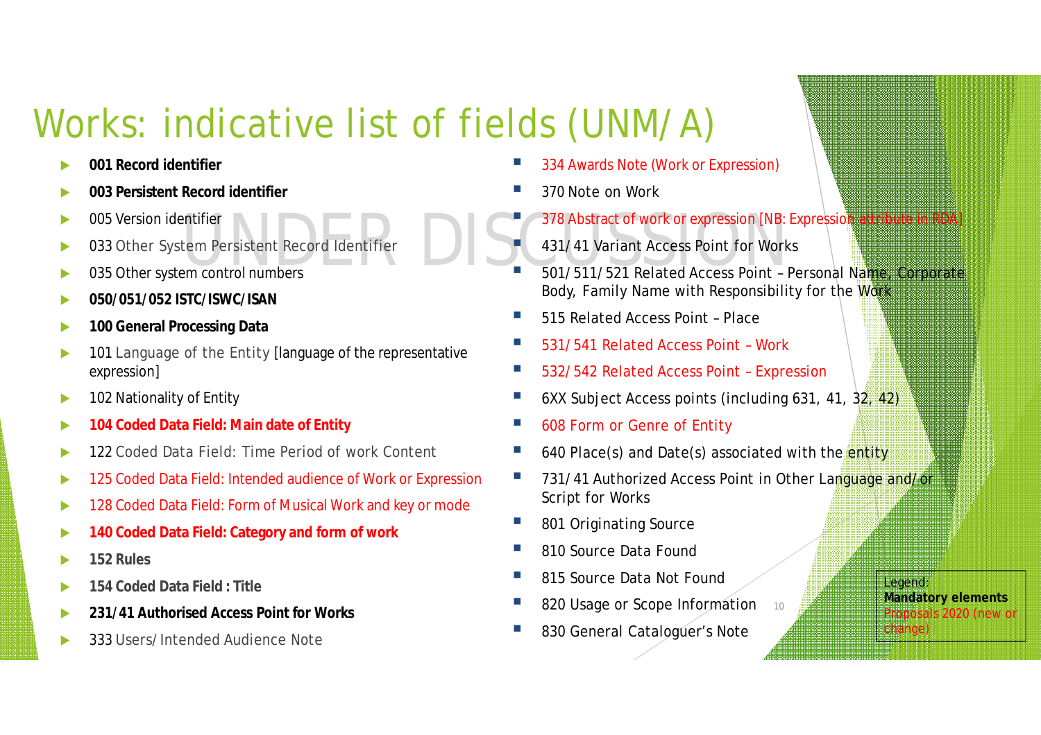# Works: indicative list of fields (UNM/A)

UNDER DISCUSSION

- **001 Record identifier**
- **003 Persistent Record identifier**
- 005 Version identifier
- 033 Other System Persistent Record Identifier
- 035 Other system control numbers
- **050/051/052 ISTC/ISWC/ISAN**
- **100 General Processing Data**
- 101 Language of the Entity [language of the representative expression]
- 102 Nationality of Entity
- **104 Coded Data Field: Main date of Entity**
- 122 Coded Data Field: Time Period of work Content
- 125 Coded Data Field: Intended audience of Work or Expression
- 128 Coded Data Field: Form of Musical Work and key or mode
- **140 Coded Data Field: Category and form of work**
- **152 Rules**
- **154 Coded Data Field : Title**
- **231/41 Authorised Access Point for Works**
- 333 Users/Intended Audience Note
- 334 Awards Note (Work or Expression)
- 370 Note on Work
- 378 Abstract of work or expression [NB: Expression attribute in RDA]
- 431/41 Variant Access Point for Works
- 501/511/521 Related Access Point – Personal Name, Corporate Body, Family Name with Responsibility for the Work
- 515 Related Access Point – Place
- 531/541 Related Access Point – Work
- 532/542 Related Access Point – Expression
- 6XX Subject Access points (including 631, 41, 32, 42)
- 608 Form or Genre of Entity
- 640 Place(s) and Date(s) associated with the entity
- 731/41 Authorized Access Point in Other Language and/or Script for Works
- 801 Originating Source
- 810 Source Data Found
- 815 Source Data Not Found
- 820 Usage or Scope Information
- 830 General Cataloguer's Note

Legend:
**Mandatory elements**
Proposals 2020 (new or change)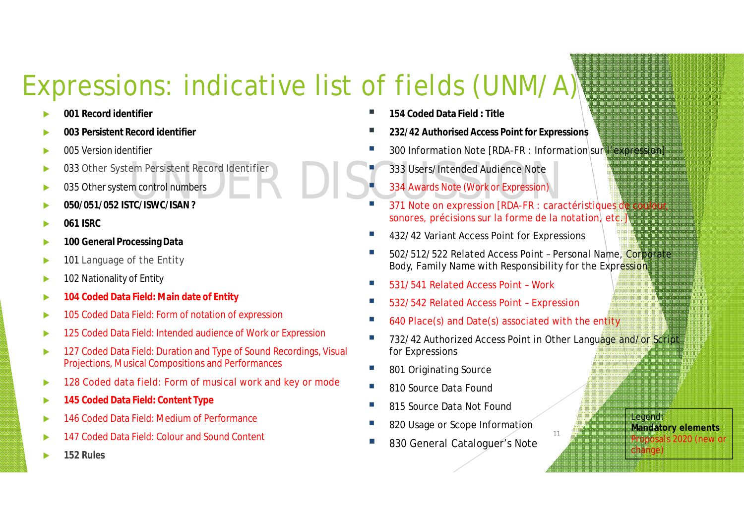# Expressions: indicative list of fields (UNM/A)

UNDER DISCUSSION

- **001 Record identifier**
- **003 Persistent Record identifier**
- 005 Version identifier
- 033 Other System Persistent Record Identifier
- 035 Other system control numbers
- **050/051/052 ISTC/ISWC/ISAN ?**
- **061 ISRC**
- **100 General Processing Data**
- 101 Language of the Entity
- 102 Nationality of Entity
- **104 Coded Data Field: Main date of Entity**
- 105 Coded Data Field: Form of notation of expression
- 125 Coded Data Field: Intended audience of Work or Expression
- 127 Coded Data Field: Duration and Type of Sound Recordings, Visual Projections, Musical Compositions and Performances
- 128 Coded data field: Form of musical work and key or mode
- **145 Coded Data Field: Content Type**
- 146 Coded Data Field: Medium of Performance
- 147 Coded Data Field: Colour and Sound Content
- **152 Rules**
- **154 Coded Data Field : Title**
- **232/42 Authorised Access Point for Expressions**
- 300 Information Note [RDA-FR : Information sur l'expression]
- 333 Users/Intended Audience Note
- 334 Awards Note (Work or Expression)
- 371 Note on expression [RDA-FR : caractéristiques de couleur sonores, précisions sur la forme de la notation, etc.]
- 432/42 Variant Access Point for Expressions
- 502/512/522 Related Access Point – Personal Name, Corporate Body, Family Name with Responsibility for the Expression
- 531/541 Related Access Point – Work
- 532/542 Related Access Point – Expression
- 640 Place(s) and Date(s) associated with the entity
- 732/42 Authorized Access Point in Other Language and/or Script for Expressions
- 801 Originating Source
- 810 Source Data Found
- 815 Source Data Not Found
- 820 Usage or Scope Information
- 830 General Cataloguer's Note

Legend:
**Mandatory elements**
Proposals 2020 (new or change)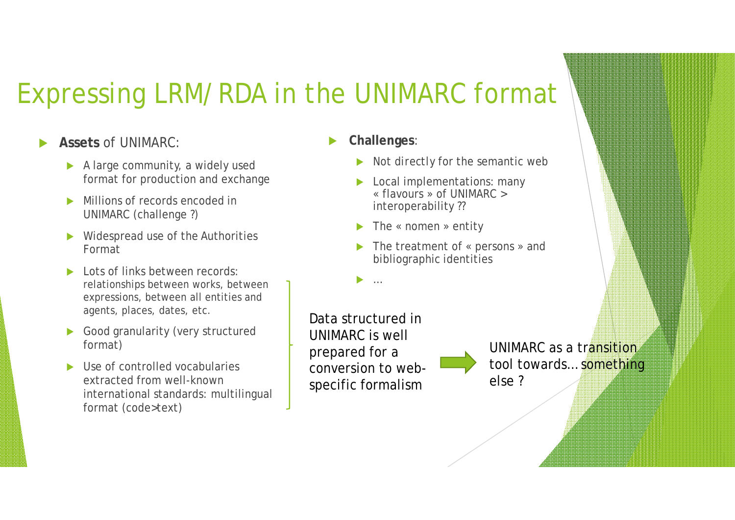# Expressing LRM/RDA in the UNIMARC format

- **Assets** of UNIMARC:
  - A large community, a widely used format for production and exchange
  - Millions of records encoded in UNIMARC (challenge ?)
  - Widespread use of the Authorities Format
  - Lots of links between records: relationships between works, between expressions, between all entities and agents, places, dates, etc.
  - Good granularity (very structured format)
  - Use of controlled vocabularies extracted from well-known international standards: multilingual format (code>text)

- **Challenges**:
  - Not directly for the semantic web
  - Local implementations: many « flavours » of UNIMARC > interoperability ??
  - The « nomen » entity
  - The treatment of « persons » and bibliographic identities
  - …

Data structured in UNIMARC is well prepared for a conversion to web-specific formalism

UNIMARC as a transition tool towards… something else ?